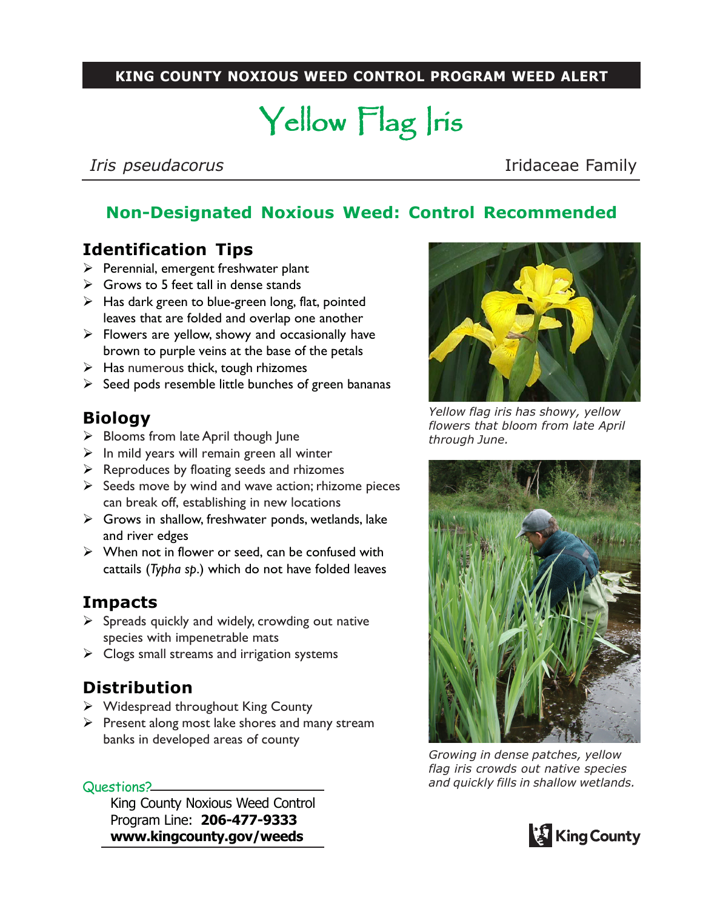**KING COUNTY NOXIOUS WEED CONTROL PROGRAM WEED ALERT**

# Yellow Flag Iris

*Iris pseudacorus* — Iridaceae Family

## Non-Designated Noxious Weed: Control Recommended

### Identification Tips

- Perennial, emergent freshwater plant
- Grows to 5 feet tall in dense stands
- Has dark green to blue-green long, flat, pointed leaves that are folded and overlap one another
- Flowers are yellow, showy and occasionally have brown to purple veins at the base of the petals
- Has numerous thick, tough rhizomes
- Seed pods resemble little bunches of green bananas

### Biology

- Blooms from late April though June
- In mild years will remain green all winter
- Reproduces by floating seeds and rhizomes
- Seeds move by wind and wave action; rhizome pieces can break off, establishing in new locations
- Grows in shallow, freshwater ponds, wetlands, lake and river edges
- When not in flower or seed, can be confused with cattails (*Typha sp.*) which do not have folded leaves

### Impacts

- Spreads quickly and widely, crowding out native species with impenetrable mats
- Clogs small streams and irrigation systems

### Distribution

- Widespread throughout King County
- Present along most lake shores and many stream banks in developed areas of county

*Yellow flag iris has showy, yellow flowers that bloom from late April through June.*

*Growing in dense patches, yellow flag iris crowds out native species and quickly fills in shallow wetlands.*

Questions?

King County Noxious Weed Control Program Line: **206-477-9333**
**www.kingcounty.gov/weeds**

King County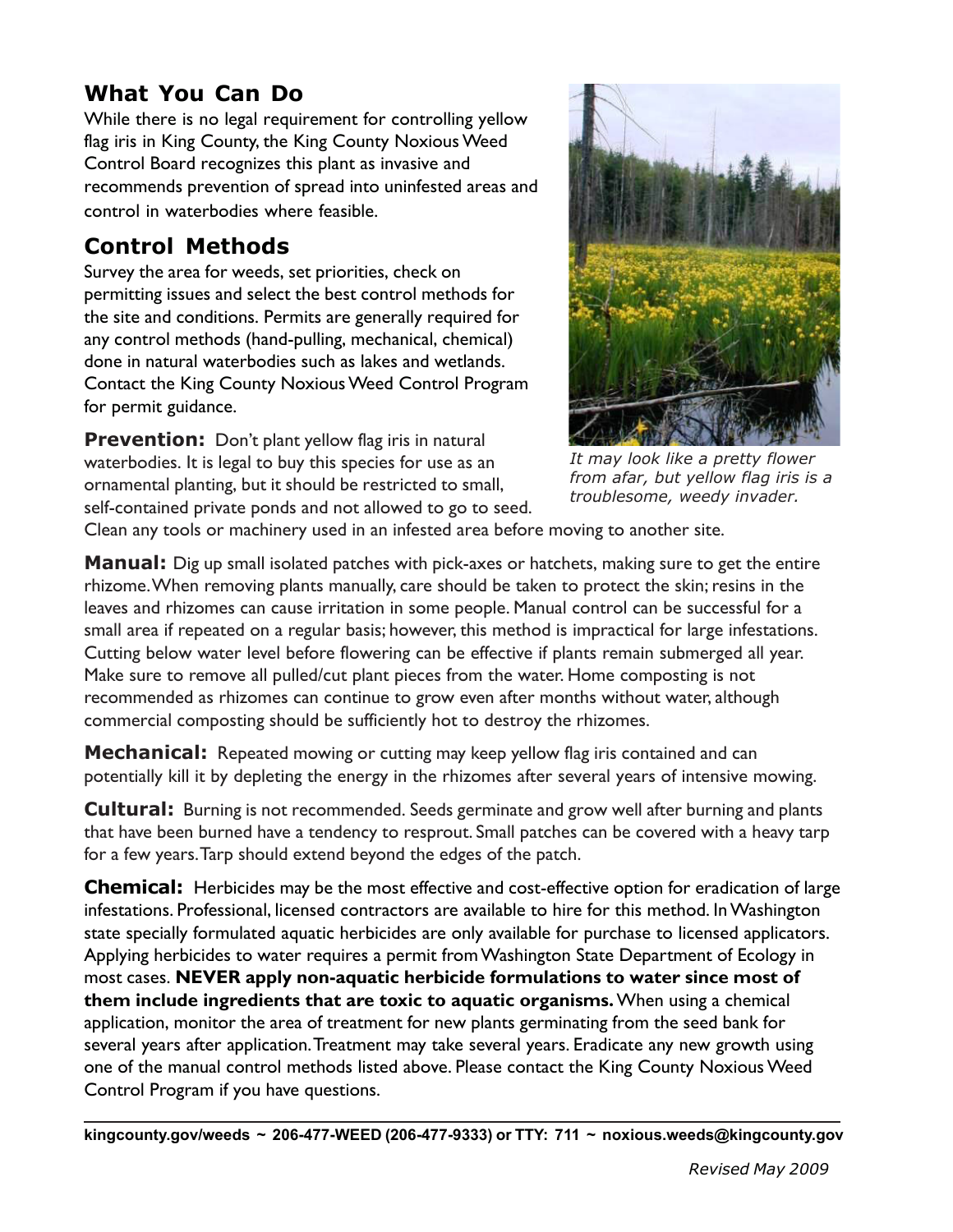## What You Can Do

While there is no legal requirement for controlling yellow flag iris in King County, the King County Noxious Weed Control Board recognizes this plant as invasive and recommends prevention of spread into uninfested areas and control in waterbodies where feasible.

## Control Methods

Survey the area for weeds, set priorities, check on permitting issues and select the best control methods for the site and conditions. Permits are generally required for any control methods (hand-pulling, mechanical, chemical) done in natural waterbodies such as lakes and wetlands. Contact the King County Noxious Weed Control Program for permit guidance.

*It may look like a pretty flower from afar, but yellow flag iris is a troublesome, weedy invader.*

**Prevention:** Don't plant yellow flag iris in natural waterbodies. It is legal to buy this species for use as an ornamental planting, but it should be restricted to small, self-contained private ponds and not allowed to go to seed. Clean any tools or machinery used in an infested area before moving to another site.

**Manual:** Dig up small isolated patches with pick-axes or hatchets, making sure to get the entire rhizome. When removing plants manually, care should be taken to protect the skin; resins in the leaves and rhizomes can cause irritation in some people. Manual control can be successful for a small area if repeated on a regular basis; however, this method is impractical for large infestations. Cutting below water level before flowering can be effective if plants remain submerged all year. Make sure to remove all pulled/cut plant pieces from the water. Home composting is not recommended as rhizomes can continue to grow even after months without water, although commercial composting should be sufficiently hot to destroy the rhizomes.

**Mechanical:** Repeated mowing or cutting may keep yellow flag iris contained and can potentially kill it by depleting the energy in the rhizomes after several years of intensive mowing.

**Cultural:** Burning is not recommended. Seeds germinate and grow well after burning and plants that have been burned have a tendency to resprout. Small patches can be covered with a heavy tarp for a few years. Tarp should extend beyond the edges of the patch.

**Chemical:** Herbicides may be the most effective and cost-effective option for eradication of large infestations. Professional, licensed contractors are available to hire for this method. In Washington state specially formulated aquatic herbicides are only available for purchase to licensed applicators. Applying herbicides to water requires a permit from Washington State Department of Ecology in most cases. **NEVER apply non-aquatic herbicide formulations to water since most of them include ingredients that are toxic to aquatic organisms.** When using a chemical application, monitor the area of treatment for new plants germinating from the seed bank for several years after application. Treatment may take several years. Eradicate any new growth using one of the manual control methods listed above. Please contact the King County Noxious Weed Control Program if you have questions.

---

**kingcounty.gov/weeds ~ 206-477-WEED (206-477-9333) or TTY: 711 ~ noxious.weeds@kingcounty.gov**

*Revised May 2009*